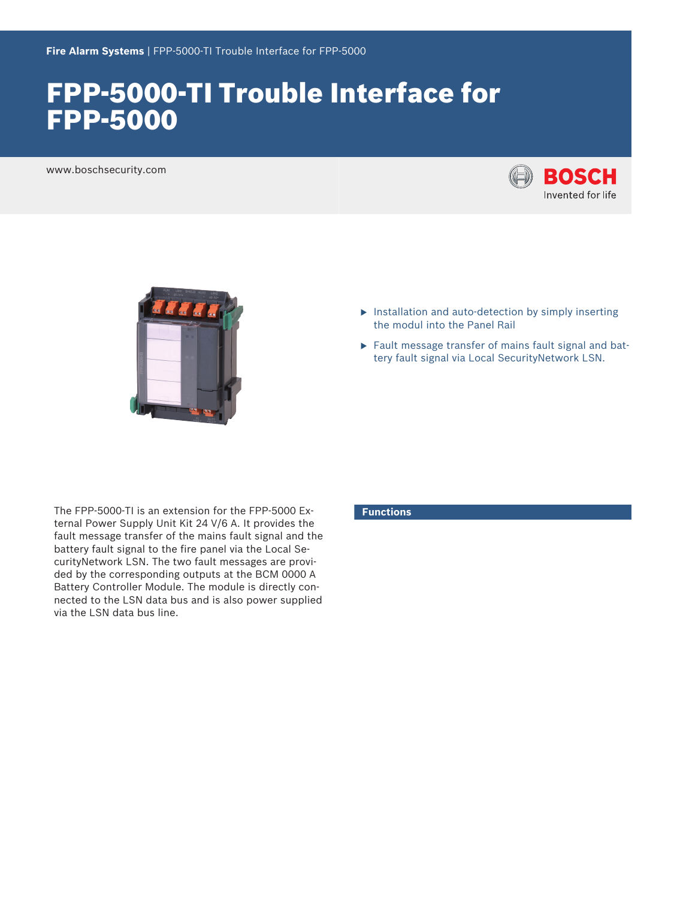**Fire Alarm Systems** | FPP-5000-TI Trouble Interface for FPP-5000

# FPP-5000-TI Trouble Interface for FPP-5000

www.boschsecurity.com

- Installation and auto-detection by simply inserting the modul into the Panel Rail
- Fault message transfer of mains fault signal and battery fault signal via Local SecurityNetwork LSN.

The FPP-5000-TI is an extension for the FPP-5000 External Power Supply Unit Kit 24 V/6 A. It provides the fault message transfer of the mains fault signal and the battery fault signal to the fire panel via the Local SecurityNetwork LSN. The two fault messages are provided by the corresponding outputs at the BCM 0000 A Battery Controller Module. The module is directly connected to the LSN data bus and is also power supplied via the LSN data bus line.

## Functions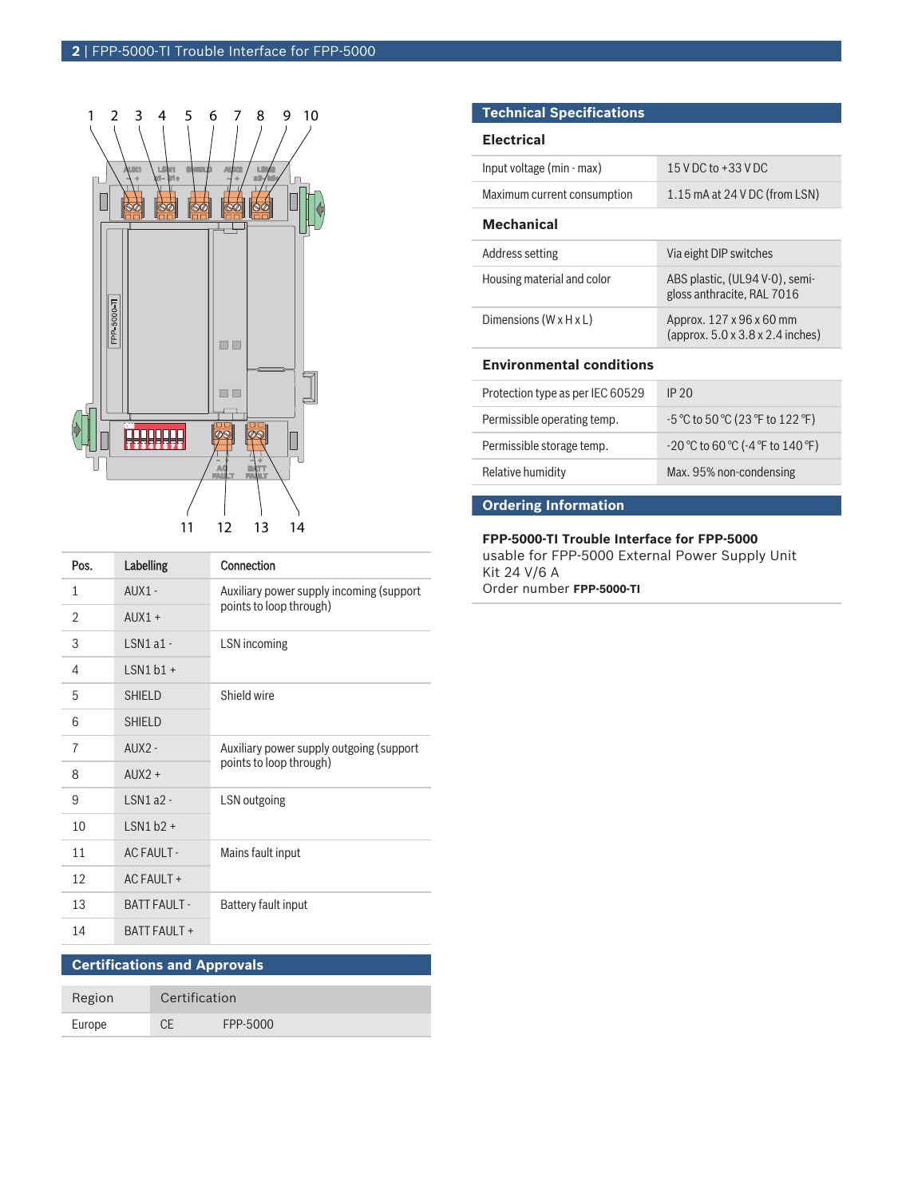| Pos. | Labelling | Connection |
|---|---|---|
| 1 | AUX1 - | Auxiliary power supply incoming (support points to loop through) |
| 2 | AUX1 + | |
| 3 | LSN1 a1 - | LSN incoming |
| 4 | LSN1 b1 + | |
| 5 | SHIELD | Shield wire |
| 6 | SHIELD | |
| 7 | AUX2 - | Auxiliary power supply outgoing (support points to loop through) |
| 8 | AUX2 + | |
| 9 | LSN1 a2 - | LSN outgoing |
| 10 | LSN1 b2 + | |
| 11 | AC FAULT - | Mains fault input |
| 12 | AC FAULT + | |
| 13 | BATT FAULT - | Battery fault input |
| 14 | BATT FAULT + | |

## Certifications and Approvals

| Region | Certification | |
|---|---|---|
| Europe | CE | FPP-5000 |

## Technical Specifications

### Electrical

| | |
|---|---|
| Input voltage (min - max) | 15 V DC to +33 V DC |
| Maximum current consumption | 1.15 mA at 24 V DC (from LSN) |

### Mechanical

| | |
|---|---|
| Address setting | Via eight DIP switches |
| Housing material and color | ABS plastic, (UL94 V-0), semi-gloss anthracite, RAL 7016 |
| Dimensions (W x H x L) | Approx. 127 x 96 x 60 mm (approx. 5.0 x 3.8 x 2.4 inches) |

### Environmental conditions

| | |
|---|---|
| Protection type as per IEC 60529 | IP 20 |
| Permissible operating temp. | -5 °C to 50 °C (23 °F to 122 °F) |
| Permissible storage temp. | -20 °C to 60 °C (-4 °F to 140 °F) |
| Relative humidity | Max. 95% non-condensing |

## Ordering Information

**FPP-5000-TI Trouble Interface for FPP-5000**
usable for FPP-5000 External Power Supply Unit Kit 24 V/6 A
Order number **FPP-5000-TI**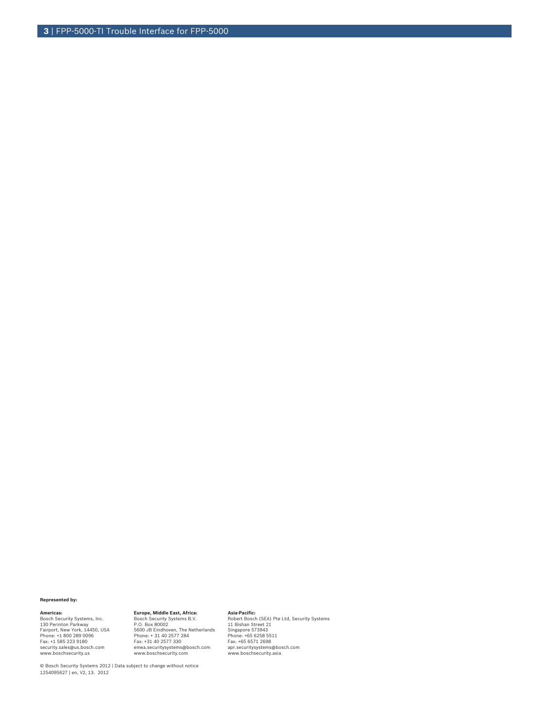**Represented by:**

**Americas:**
Bosch Security Systems, Inc.
130 Perinton Parkway
Fairport, New York, 14450, USA
Phone: +1 800 289 0096
Fax: +1 585 223 9180
security.sales@us.bosch.com
www.boschsecurity.us

**Europe, Middle East, Africa:**
Bosch Security Systems B.V.
P.O. Box 80002
5600 JB Eindhoven, The Netherlands
Phone: + 31 40 2577 284
Fax: +31 40 2577 330
emea.securitysystems@bosch.com
www.boschsecurity.com

**Asia-Pacific:**
Robert Bosch (SEA) Pte Ltd, Security Systems
11 Bishan Street 21
Singapore 573943
Phone: +65 6258 5511
Fax: +65 6571 2698
apr.securitysystems@bosch.com
www.boschsecurity.asia

© Bosch Security Systems 2012 | Data subject to change without notice
1254095627 | en, V2, 13. 2012